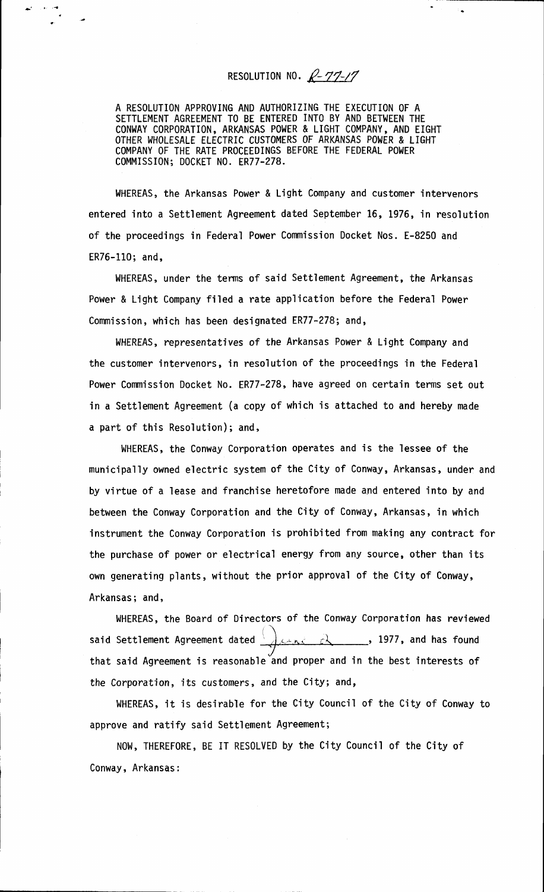# RESOLUTION NO. R-77-17

A RESOLUTION APPROVING AND AUTHORIZING THE EXECUTION OF A SETTLEMENT AGREEMENT TO BE ENTERED INTO BY AND BETWEEN THE CONWAY CORPORATION, ARKANSAS POWER & LIGHT COMPANY, AND EIGHT OTHER WHOLESALE ELECTRIC CUSTOMERS OF ARKANSAS POWER & LIGHT COMPANY OF THE RATE PROCEEDINGS BEFORE THE FEDERAL POWER COMMISSION; DOCKET NO. ER77-278.

WHEREAS, the Arkansas Power & Light Company and customer intervenors entered into a Settlement Agreement dated September 16, 1976, in resolution of the proceedings in Federal Power Commission Docket Nos. E-8250 and ER76-110; and,

WHEREAS, under the terms of said Settlement Agreement, the Arkansas Power & Light Company filed a rate application before the Federal Power Commission, which has been designated ER77-278; and,

WHEREAS, representatives of the Arkansas Power & Light Company and the customer intervenors, in resolution of the proceedings in the Federal Power Commission Docket No. ER77-278, have agreed on certain terms set out in a Settlement Agreement (a copy of which is attached to and hereby made a part of this Resolution); and,

WHEREAS, the Conway Corporation operates and is the lessee of the municipally owned electric system of the City of Conway, Arkansas, under and by virtue of a lease and franchise heretofore made and entered into by and between the Conway Corporation and the City of Conway, Arkansas, in which instrument the Conway Corporation is prohibited from making any contract for the purchase of power or electrical energy from any source, other than its own generating plants, without the prior approval of the City of Conway, Arkansas; and,

WHEREAS, the Board of Directors of the Conway Corporation has reviewed said Settlement Agreement dated June 21, 1977, and has found that said Agreement is reasonable and proper and in the best interests of the Corporation, its customers, and the City; and,

WHEREAS, it is desirable for the City Council of the City of Conway to approve and ratify said Settlement Agreement;

NOW, THEREFORE, BE IT RESOLVED by the City Council of the City of Conway, Arkansas: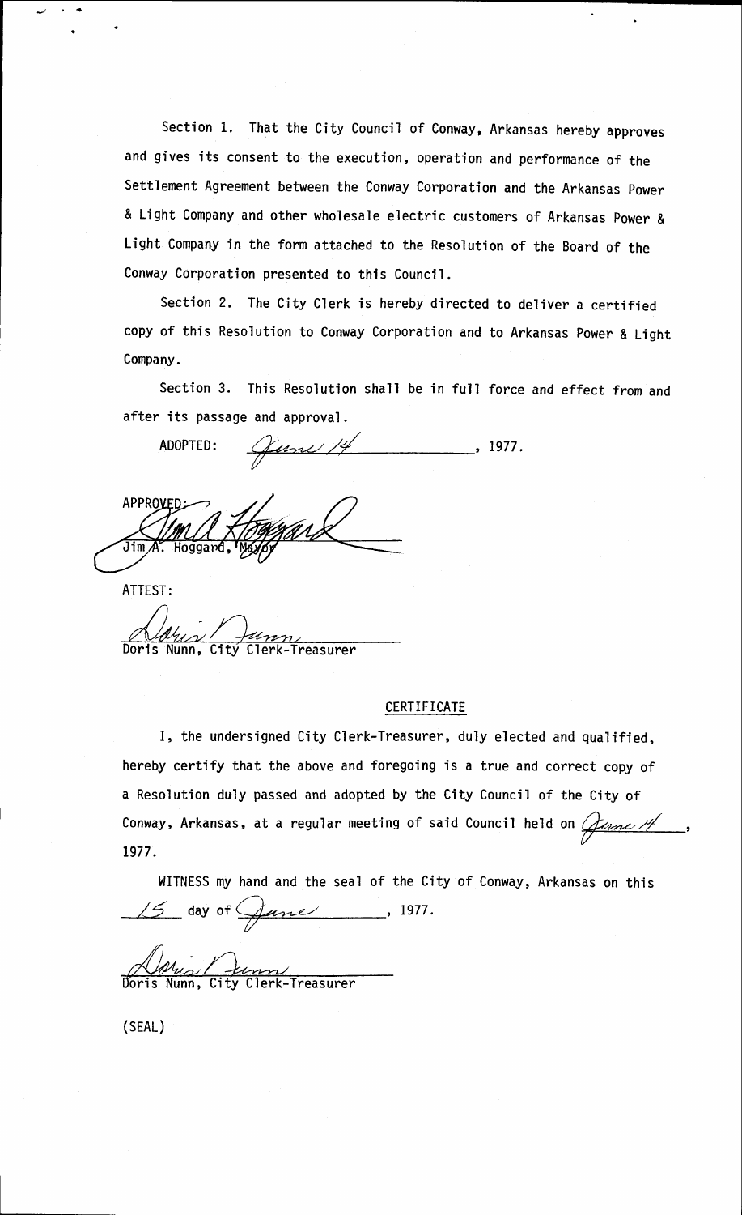Section 1. That the City Council of Conway, Arkansas hereby approves and gives its consent to the execution, operation and performance of the Settlement Agreement between the Conway Corporation and the Arkansas Power & Light Company and other wholesale electric customers of Arkansas Power & Light Company in the form attached to the Resolution of the Board of the Conway Corporation presented to this Council.

Section 2. The City Clerk is hereby directed to deliver a certified copy of this Resolution to Conway Corporation and to Arkansas Power & Light Company.

Section 3. This Resolution shall be in full force and effect from and after its passage and approval.

ADOPTED: June 14, 1977.

APPROVED:

Jim A. Hoggard, Mayor

ATTEST:

Doris Nunn, City Clerk-Treasurer

## CERTIFICATE

I, the undersigned City Clerk-Treasurer, duly elected and qualified, hereby certify that the above and foregoing is a true and correct copy of a Resolution duly passed and adopted by the City Council of the City of Conway, Arkansas, at a regular meeting of said Council held on June 14, 1977.

WITNESS my hand and the seal of the City of Conway, Arkansas on this 15 day of June, 1977.

Doris Nunn, City Clerk-Treasurer

(SEAL)